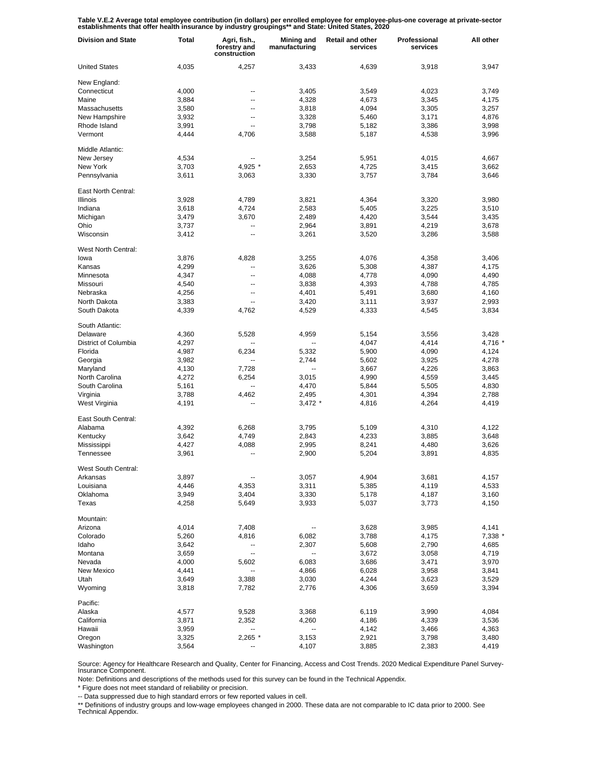**Table V.E.2 Average total employee contribution (in dollars) per enrolled employee for employee-plus-one coverage at private-sector establishments that offer health insurance by industry groupings** and State: United States, 2020**

| Division and State | Total | Agri, fish., forestry and construction | Mining and manufacturing | Retail and other services | Professional services | All other |
|---|---|---|---|---|---|---|
| United States | 4,035 | 4,257 | 3,433 | 4,639 | 3,918 | 3,947 |
| New England: | | | | | | |
| Connecticut | 4,000 | -- | 3,405 | 3,549 | 4,023 | 3,749 |
| Maine | 3,884 | -- | 4,328 | 4,673 | 3,345 | 4,175 |
| Massachusetts | 3,580 | -- | 3,818 | 4,094 | 3,305 | 3,257 |
| New Hampshire | 3,932 | -- | 3,328 | 5,460 | 3,171 | 4,876 |
| Rhode Island | 3,991 | -- | 3,798 | 5,182 | 3,386 | 3,998 |
| Vermont | 4,444 | 4,706 | 3,588 | 5,187 | 4,538 | 3,996 |
| Middle Atlantic: | | | | | | |
| New Jersey | 4,534 | -- | 3,254 | 5,951 | 4,015 | 4,667 |
| New York | 3,703 | 4,925 * | 2,653 | 4,725 | 3,415 | 3,662 |
| Pennsylvania | 3,611 | 3,063 | 3,330 | 3,757 | 3,784 | 3,646 |
| East North Central: | | | | | | |
| Illinois | 3,928 | 4,789 | 3,821 | 4,364 | 3,320 | 3,980 |
| Indiana | 3,618 | 4,724 | 2,583 | 5,405 | 3,225 | 3,510 |
| Michigan | 3,479 | 3,670 | 2,489 | 4,420 | 3,544 | 3,435 |
| Ohio | 3,737 | -- | 2,964 | 3,891 | 4,219 | 3,678 |
| Wisconsin | 3,412 | -- | 3,261 | 3,520 | 3,286 | 3,588 |
| West North Central: | | | | | | |
| Iowa | 3,876 | 4,828 | 3,255 | 4,076 | 4,358 | 3,406 |
| Kansas | 4,299 | -- | 3,626 | 5,308 | 4,387 | 4,175 |
| Minnesota | 4,347 | -- | 4,088 | 4,778 | 4,090 | 4,490 |
| Missouri | 4,540 | -- | 3,838 | 4,393 | 4,788 | 4,785 |
| Nebraska | 4,256 | -- | 4,401 | 5,491 | 3,680 | 4,160 |
| North Dakota | 3,383 | -- | 3,420 | 3,111 | 3,937 | 2,993 |
| South Dakota | 4,339 | 4,762 | 4,529 | 4,333 | 4,545 | 3,834 |
| South Atlantic: | | | | | | |
| Delaware | 4,360 | 5,528 | 4,959 | 5,154 | 3,556 | 3,428 |
| District of Columbia | 4,297 | -- | -- | 4,047 | 4,414 | 4,716 * |
| Florida | 4,987 | 6,234 | 5,332 | 5,900 | 4,090 | 4,124 |
| Georgia | 3,982 | -- | 2,744 | 5,602 | 3,925 | 4,278 |
| Maryland | 4,130 | 7,728 | -- | 3,667 | 4,226 | 3,863 |
| North Carolina | 4,272 | 6,254 | 3,015 | 4,990 | 4,559 | 3,445 |
| South Carolina | 5,161 | -- | 4,470 | 5,844 | 5,505 | 4,830 |
| Virginia | 3,788 | 4,462 | 2,495 | 4,301 | 4,394 | 2,788 |
| West Virginia | 4,191 | -- | 3,472 * | 4,816 | 4,264 | 4,419 |
| East South Central: | | | | | | |
| Alabama | 4,392 | 6,268 | 3,795 | 5,109 | 4,310 | 4,122 |
| Kentucky | 3,642 | 4,749 | 2,843 | 4,233 | 3,885 | 3,648 |
| Mississippi | 4,427 | 4,088 | 2,995 | 8,241 | 4,480 | 3,626 |
| Tennessee | 3,961 | -- | 2,900 | 5,204 | 3,891 | 4,835 |
| West South Central: | | | | | | |
| Arkansas | 3,897 | -- | 3,057 | 4,904 | 3,681 | 4,157 |
| Louisiana | 4,446 | 4,353 | 3,311 | 5,385 | 4,119 | 4,533 |
| Oklahoma | 3,949 | 3,404 | 3,330 | 5,178 | 4,187 | 3,160 |
| Texas | 4,258 | 5,649 | 3,933 | 5,037 | 3,773 | 4,150 |
| Mountain: | | | | | | |
| Arizona | 4,014 | 7,408 | -- | 3,628 | 3,985 | 4,141 |
| Colorado | 5,260 | 4,816 | 6,082 | 3,788 | 4,175 | 7,338 * |
| Idaho | 3,642 | -- | 2,307 | 5,608 | 2,790 | 4,685 |
| Montana | 3,659 | -- | -- | 3,672 | 3,058 | 4,719 |
| Nevada | 4,000 | 5,602 | 6,083 | 3,686 | 3,471 | 3,970 |
| New Mexico | 4,441 | -- | 4,866 | 6,028 | 3,958 | 3,841 |
| Utah | 3,649 | 3,388 | 3,030 | 4,244 | 3,623 | 3,529 |
| Wyoming | 3,818 | 7,782 | 2,776 | 4,306 | 3,659 | 3,394 |
| Pacific: | | | | | | |
| Alaska | 4,577 | 9,528 | 3,368 | 6,119 | 3,990 | 4,084 |
| California | 3,871 | 2,352 | 4,260 | 4,186 | 4,339 | 3,536 |
| Hawaii | 3,959 | -- | -- | 4,142 | 3,466 | 4,363 |
| Oregon | 3,325 | 2,265 * | 3,153 | 2,921 | 3,798 | 3,480 |
| Washington | 3,564 | -- | 4,107 | 3,885 | 2,383 | 4,419 |

Source: Agency for Healthcare Research and Quality, Center for Financing, Access and Cost Trends. 2020 Medical Expenditure Panel Survey-Insurance Component.

Note: Definitions and descriptions of the methods used for this survey can be found in the Technical Appendix.

* Figure does not meet standard of reliability or precision.

-- Data suppressed due to high standard errors or few reported values in cell.

** Definitions of industry groups and low-wage employees changed in 2000. These data are not comparable to IC data prior to 2000. See Technical Appendix.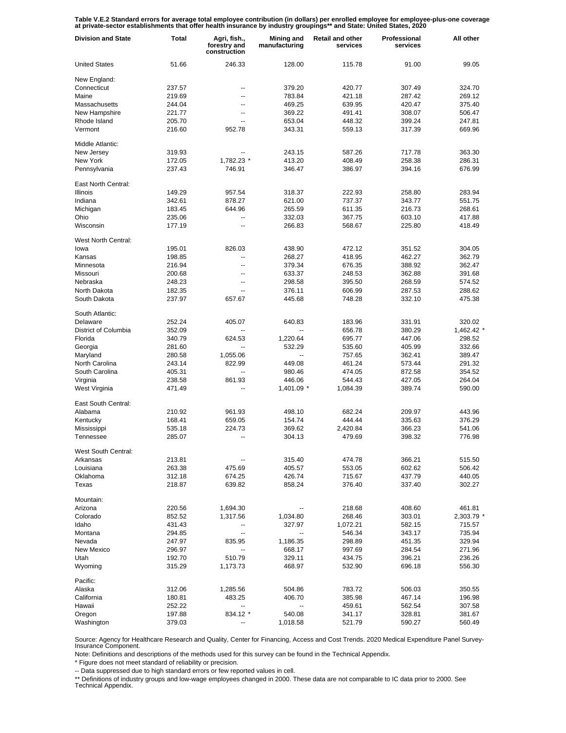**Table V.E.2 Standard errors for average total employee contribution (in dollars) per enrolled employee for employee-plus-one coverage at private-sector establishments that offer health insurance by industry groupings** and State: United States, 2020**

| Division and State | Total | Agri, fish., forestry and construction | Mining and manufacturing | Retail and other services | Professional services | All other |
|---|---|---|---|---|---|---|
| United States | 51.66 | 246.33 | 128.00 | 115.78 | 91.00 | 99.05 |
| New England: | | | | | | |
| Connecticut | 237.57 | -- | 379.20 | 420.77 | 307.49 | 324.70 |
| Maine | 219.69 | -- | 783.84 | 421.18 | 287.42 | 269.12 |
| Massachusetts | 244.04 | -- | 469.25 | 639.95 | 420.47 | 375.40 |
| New Hampshire | 221.77 | -- | 369.22 | 491.41 | 308.07 | 506.47 |
| Rhode Island | 205.70 | -- | 653.04 | 448.32 | 399.24 | 247.81 |
| Vermont | 216.60 | 952.78 | 343.31 | 559.13 | 317.39 | 669.96 |
| Middle Atlantic: | | | | | | |
| New Jersey | 319.93 | -- | 243.15 | 587.26 | 717.78 | 363.30 |
| New York | 172.05 | 1,782.23 * | 413.20 | 408.49 | 258.38 | 286.31 |
| Pennsylvania | 237.43 | 746.91 | 346.47 | 386.97 | 394.16 | 676.99 |
| East North Central: | | | | | | |
| Illinois | 149.29 | 957.54 | 318.37 | 222.93 | 258.80 | 283.94 |
| Indiana | 342.61 | 878.27 | 621.00 | 737.37 | 343.77 | 551.75 |
| Michigan | 183.45 | 644.96 | 265.59 | 611.35 | 216.73 | 268.61 |
| Ohio | 235.06 | -- | 332.03 | 367.75 | 603.10 | 417.88 |
| Wisconsin | 177.19 | -- | 266.83 | 568.67 | 225.80 | 418.49 |
| West North Central: | | | | | | |
| Iowa | 195.01 | 826.03 | 438.90 | 472.12 | 351.52 | 304.05 |
| Kansas | 198.85 | -- | 268.27 | 418.95 | 462.27 | 362.79 |
| Minnesota | 216.94 | -- | 379.34 | 676.35 | 388.92 | 362.47 |
| Missouri | 200.68 | -- | 633.37 | 248.53 | 362.88 | 391.68 |
| Nebraska | 248.23 | -- | 298.58 | 395.50 | 268.59 | 574.52 |
| North Dakota | 182.35 | -- | 376.11 | 606.99 | 287.53 | 288.62 |
| South Dakota | 237.97 | 657.67 | 445.68 | 748.28 | 332.10 | 475.38 |
| South Atlantic: | | | | | | |
| Delaware | 252.24 | 405.07 | 640.83 | 183.96 | 331.91 | 320.02 |
| District of Columbia | 352.09 | -- | -- | 656.78 | 380.29 | 1,462.42 * |
| Florida | 340.79 | 624.53 | 1,220.64 | 695.77 | 447.06 | 298.52 |
| Georgia | 281.60 | -- | 532.29 | 535.60 | 405.99 | 332.66 |
| Maryland | 280.58 | 1,055.06 | -- | 757.65 | 362.41 | 389.47 |
| North Carolina | 243.14 | 822.99 | 449.08 | 461.24 | 573.44 | 291.32 |
| South Carolina | 405.31 | -- | 980.46 | 474.05 | 872.58 | 354.52 |
| Virginia | 238.58 | 861.93 | 446.06 | 544.43 | 427.05 | 264.04 |
| West Virginia | 471.49 | -- | 1,401.09 * | 1,084.39 | 389.74 | 590.00 |
| East South Central: | | | | | | |
| Alabama | 210.92 | 961.93 | 498.10 | 682.24 | 209.97 | 443.96 |
| Kentucky | 168.41 | 659.05 | 154.74 | 444.44 | 335.63 | 376.29 |
| Mississippi | 535.18 | 224.73 | 369.62 | 2,420.84 | 366.23 | 541.06 |
| Tennessee | 285.07 | -- | 304.13 | 479.69 | 398.32 | 776.98 |
| West South Central: | | | | | | |
| Arkansas | 213.81 | -- | 315.40 | 474.78 | 366.21 | 515.50 |
| Louisiana | 263.38 | 475.69 | 405.57 | 553.05 | 602.62 | 506.42 |
| Oklahoma | 312.18 | 674.25 | 426.74 | 715.67 | 437.79 | 440.05 |
| Texas | 218.87 | 639.82 | 858.24 | 376.40 | 337.40 | 302.27 |
| Mountain: | | | | | | |
| Arizona | 220.56 | 1,694.30 | -- | 218.68 | 408.60 | 461.81 |
| Colorado | 852.52 | 1,317.56 | 1,034.80 | 268.46 | 303.01 | 2,303.79 * |
| Idaho | 431.43 | -- | 327.97 | 1,072.21 | 582.15 | 715.57 |
| Montana | 294.85 | -- | -- | 546.34 | 343.17 | 735.94 |
| Nevada | 247.97 | 835.95 | 1,186.35 | 298.89 | 451.35 | 329.94 |
| New Mexico | 296.97 | -- | 668.17 | 997.69 | 284.54 | 271.96 |
| Utah | 192.70 | 510.79 | 329.11 | 434.75 | 396.21 | 236.26 |
| Wyoming | 315.29 | 1,173.73 | 468.97 | 532.90 | 696.18 | 556.30 |
| Pacific: | | | | | | |
| Alaska | 312.06 | 1,285.56 | 504.86 | 783.72 | 506.03 | 350.55 |
| California | 180.81 | 483.25 | 406.70 | 385.98 | 467.14 | 196.98 |
| Hawaii | 252.22 | -- | -- | 459.61 | 562.54 | 307.58 |
| Oregon | 197.88 | 834.12 * | 540.08 | 341.17 | 328.81 | 381.67 |
| Washington | 379.03 | -- | 1,018.58 | 521.79 | 590.27 | 560.49 |

Source: Agency for Healthcare Research and Quality, Center for Financing, Access and Cost Trends. 2020 Medical Expenditure Panel Survey-Insurance Component.

Note: Definitions and descriptions of the methods used for this survey can be found in the Technical Appendix.

* Figure does not meet standard of reliability or precision.

-- Data suppressed due to high standard errors or few reported values in cell.

** Definitions of industry groups and low-wage employees changed in 2000. These data are not comparable to IC data prior to 2000. See Technical Appendix.